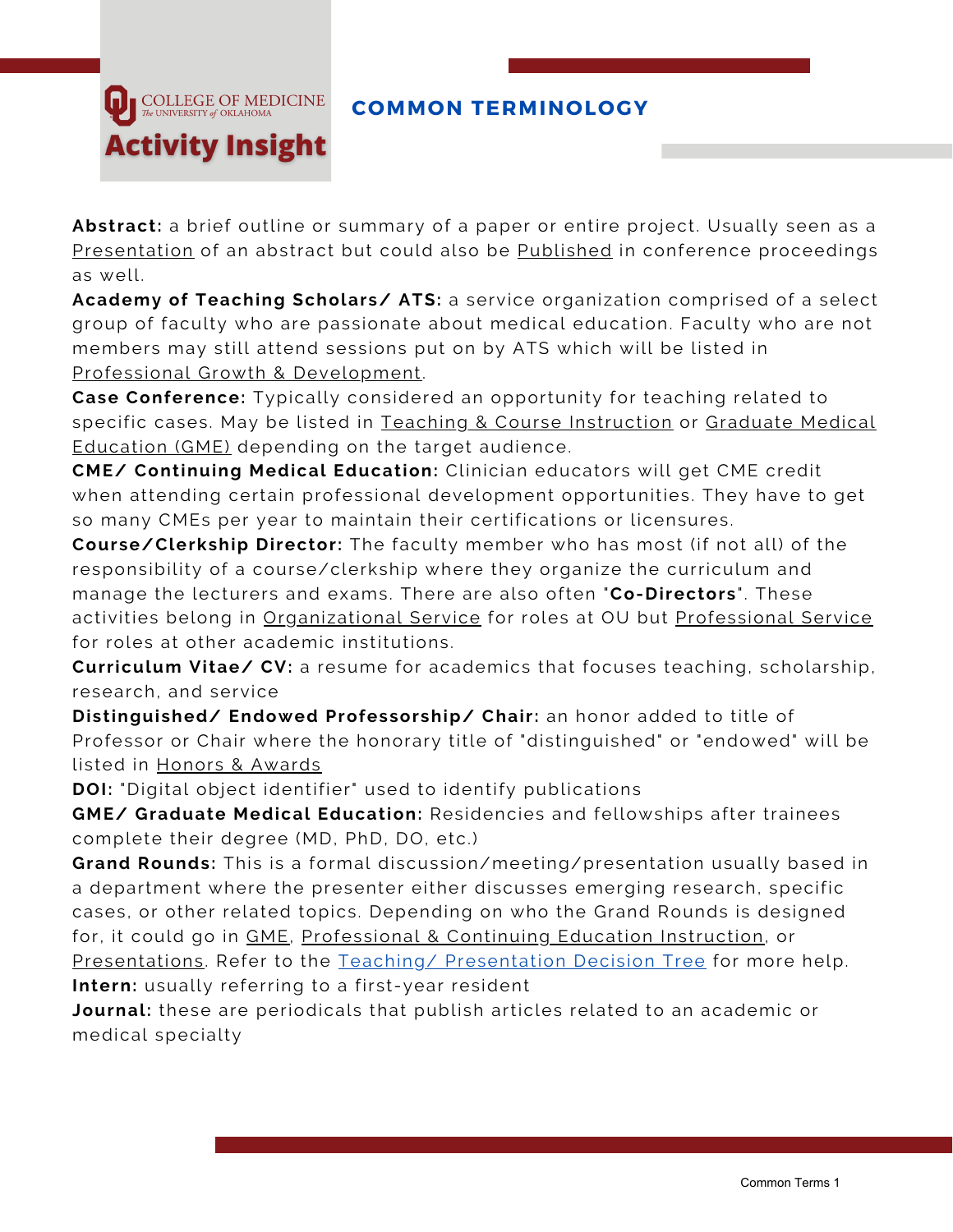COLLEGE OF MEDICINE
The UNIVERSITY of OKLAHOMA
**Activity Insight**

# COMMON TERMINOLOGY

**Abstract:** a brief outline or summary of a paper or entire project. Usually seen as a Presentation of an abstract but could also be Published in conference proceedings as well.

**Academy of Teaching Scholars/ ATS:** a service organization comprised of a select group of faculty who are passionate about medical education. Faculty who are not members may still attend sessions put on by ATS which will be listed in Professional Growth & Development.

**Case Conference:** Typically considered an opportunity for teaching related to specific cases. May be listed in Teaching & Course Instruction or Graduate Medical Education (GME) depending on the target audience.

**CME/ Continuing Medical Education:** Clinician educators will get CME credit when attending certain professional development opportunities. They have to get so many CMEs per year to maintain their certifications or licensures.

**Course/Clerkship Director:** The faculty member who has most (if not all) of the responsibility of a course/clerkship where they organize the curriculum and manage the lecturers and exams. There are also often "**Co-Directors**". These activities belong in Organizational Service for roles at OU but Professional Service for roles at other academic institutions.

**Curriculum Vitae/ CV:** a resume for academics that focuses teaching, scholarship, research, and service

**Distinguished/ Endowed Professorship/ Chair:** an honor added to title of Professor or Chair where the honorary title of "distinguished" or "endowed" will be listed in Honors & Awards

**DOI:** "Digital object identifier" used to identify publications

**GME/ Graduate Medical Education:** Residencies and fellowships after trainees complete their degree (MD, PhD, DO, etc.)

**Grand Rounds:** This is a formal discussion/meeting/presentation usually based in a department where the presenter either discusses emerging research, specific cases, or other related topics. Depending on who the Grand Rounds is designed for, it could go in GME, Professional & Continuing Education Instruction, or Presentations. Refer to the Teaching/ Presentation Decision Tree for more help.

**Intern:** usually referring to a first-year resident

**Journal:** these are periodicals that publish articles related to an academic or medical specialty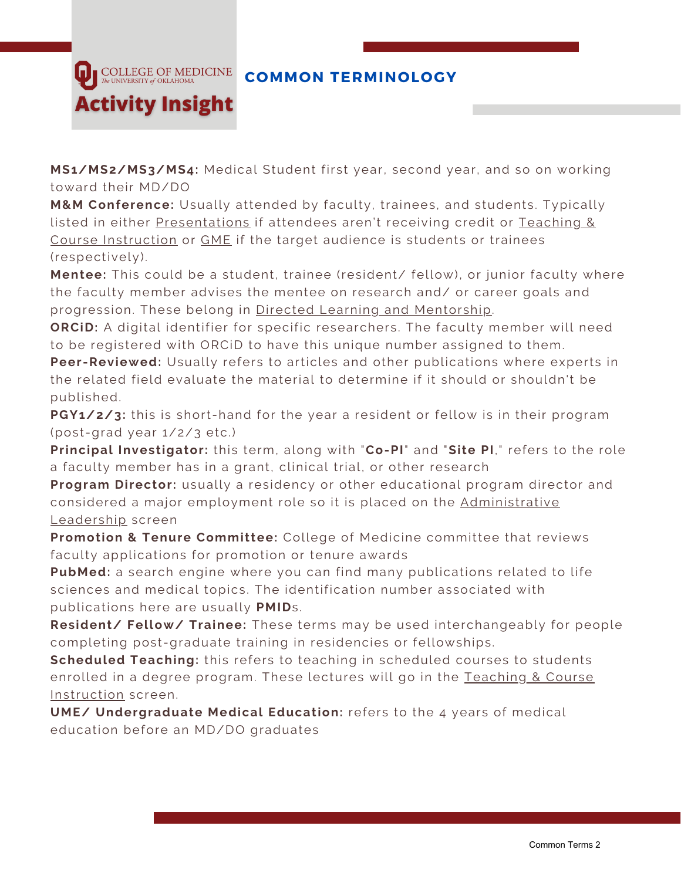COLLEGE OF MEDICINE
The UNIVERSITY of OKLAHOMA

**Activity Insight**

## COMMON TERMINOLOGY

**MS1/MS2/MS3/MS4:** Medical Student first year, second year, and so on working toward their MD/DO

**M&M Conference:** Usually attended by faculty, trainees, and students. Typically listed in either Presentations if attendees aren't receiving credit or Teaching & Course Instruction or GME if the target audience is students or trainees (respectively).

**Mentee:** This could be a student, trainee (resident/ fellow), or junior faculty where the faculty member advises the mentee on research and/ or career goals and progression. These belong in Directed Learning and Mentorship.

**ORCiD:** A digital identifier for specific researchers. The faculty member will need to be registered with ORCiD to have this unique number assigned to them.

**Peer-Reviewed:** Usually refers to articles and other publications where experts in the related field evaluate the material to determine if it should or shouldn't be published.

**PGY1/2/3:** this is short-hand for the year a resident or fellow is in their program (post-grad year 1/2/3 etc.)

**Principal Investigator:** this term, along with "**Co-PI**" and "**Site PI**," refers to the role a faculty member has in a grant, clinical trial, or other research

**Program Director:** usually a residency or other educational program director and considered a major employment role so it is placed on the Administrative Leadership screen

**Promotion & Tenure Committee:** College of Medicine committee that reviews faculty applications for promotion or tenure awards

**PubMed:** a search engine where you can find many publications related to life sciences and medical topics. The identification number associated with publications here are usually **PMID**s.

**Resident/ Fellow/ Trainee:** These terms may be used interchangeably for people completing post-graduate training in residencies or fellowships.

**Scheduled Teaching:** this refers to teaching in scheduled courses to students enrolled in a degree program. These lectures will go in the Teaching & Course Instruction screen.

**UME/ Undergraduate Medical Education:** refers to the 4 years of medical education before an MD/DO graduates